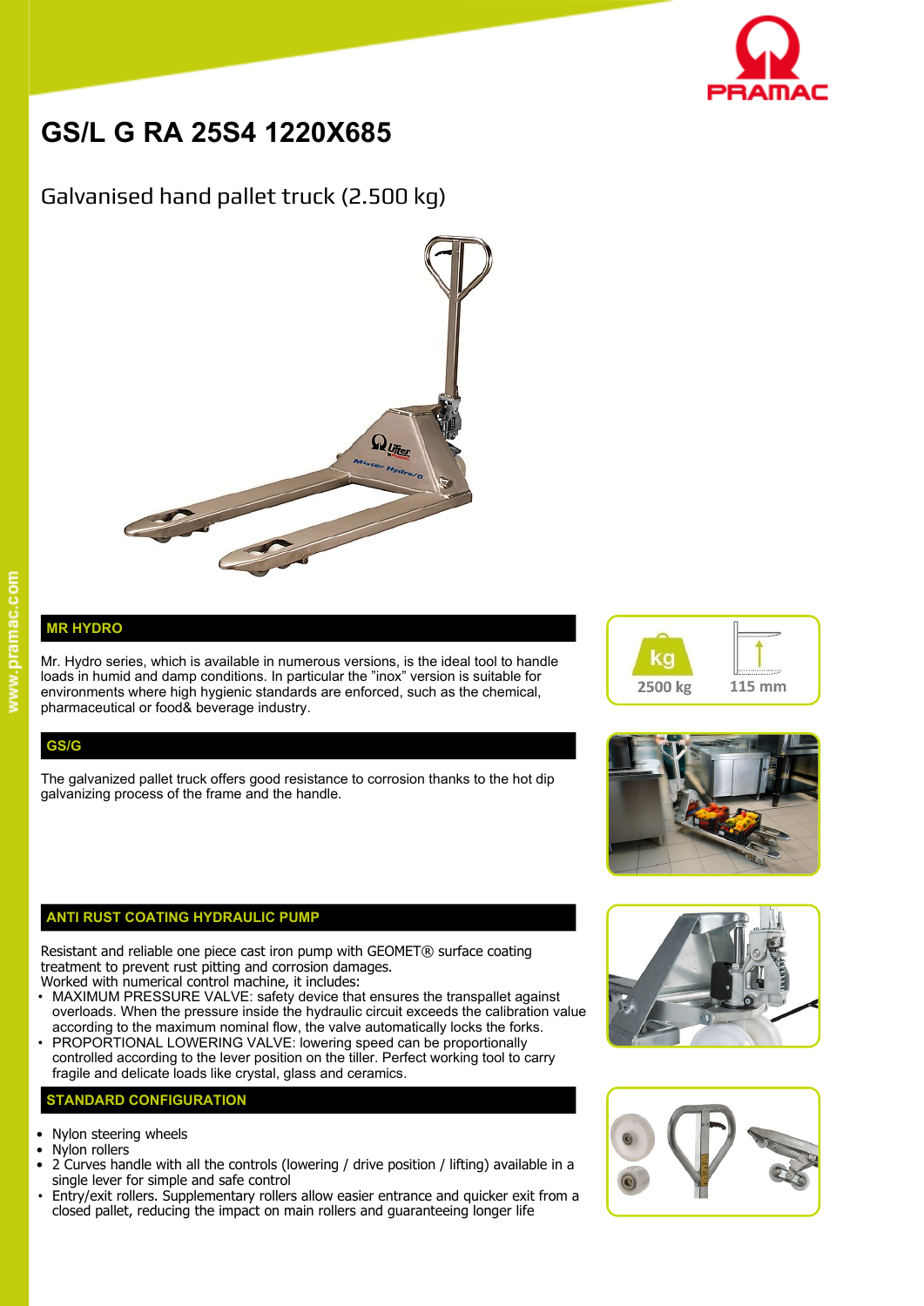# GS/L G RA 25S4 1220X685

## Galvanised hand pallet truck (2.500 kg)

2500 kg

115 mm

### MR HYDRO

Mr. Hydro series, which is available in numerous versions, is the ideal tool to handle loads in humid and damp conditions. In particular the "inox" version is suitable for environments where high hygienic standards are enforced, such as the chemical, pharmaceutical or food& beverage industry.

### GS/G

The galvanized pallet truck offers good resistance to corrosion thanks to the hot dip galvanizing process of the frame and the handle.

### ANTI RUST COATING HYDRAULIC PUMP

Resistant and reliable one piece cast iron pump with GEOMET® surface coating treatment to prevent rust pitting and corrosion damages.
Worked with numerical control machine, it includes:

- MAXIMUM PRESSURE VALVE: safety device that ensures the transpallet against overloads. When the pressure inside the hydraulic circuit exceeds the calibration value according to the maximum nominal flow, the valve automatically locks the forks.
- PROPORTIONAL LOWERING VALVE: lowering speed can be proportionally controlled according to the lever position on the tiller. Perfect working tool to carry fragile and delicate loads like crystal, glass and ceramics.

### STANDARD CONFIGURATION

- Nylon steering wheels
- Nylon rollers
- 2 Curves handle with all the controls (lowering / drive position / lifting) available in a single lever for simple and safe control
- Entry/exit rollers. Supplementary rollers allow easier entrance and quicker exit from a closed pallet, reducing the impact on main rollers and guaranteeing longer life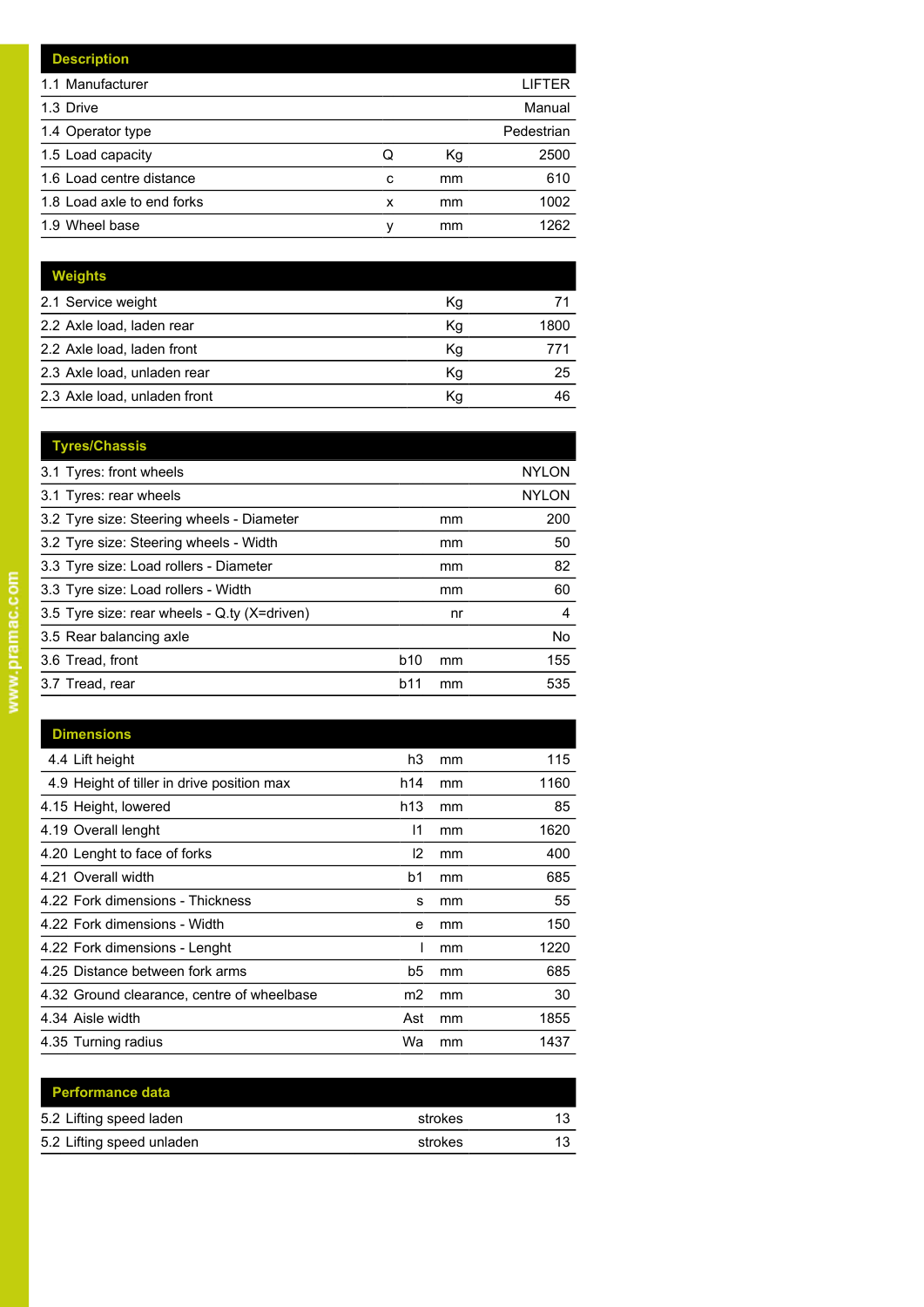| Description | | | |
|---|---|---|---|
| 1.1 Manufacturer | | | LIFTER |
| 1.3 Drive | | | Manual |
| 1.4 Operator type | | | Pedestrian |
| 1.5 Load capacity | Q | Kg | 2500 |
| 1.6 Load centre distance | c | mm | 610 |
| 1.8 Load axle to end forks | x | mm | 1002 |
| 1.9 Wheel base | y | mm | 1262 |

| Weights | | | |
|---|---|---|---|
| 2.1 Service weight | | Kg | 71 |
| 2.2 Axle load, laden rear | | Kg | 1800 |
| 2.2 Axle load, laden front | | Kg | 771 |
| 2.3 Axle load, unladen rear | | Kg | 25 |
| 2.3 Axle load, unladen front | | Kg | 46 |

| Tyres/Chassis | | | |
|---|---|---|---|
| 3.1 Tyres: front wheels | | | NYLON |
| 3.1 Tyres: rear wheels | | | NYLON |
| 3.2 Tyre size: Steering wheels - Diameter | | mm | 200 |
| 3.2 Tyre size: Steering wheels - Width | | mm | 50 |
| 3.3 Tyre size: Load rollers - Diameter | | mm | 82 |
| 3.3 Tyre size: Load rollers - Width | | mm | 60 |
| 3.5 Tyre size: rear wheels - Q.ty (X=driven) | | nr | 4 |
| 3.5 Rear balancing axle | | | No |
| 3.6 Tread, front | b10 | mm | 155 |
| 3.7 Tread, rear | b11 | mm | 535 |

| Dimensions | | | |
|---|---|---|---|
| 4.4 Lift height | h3 | mm | 115 |
| 4.9 Height of tiller in drive position max | h14 | mm | 1160 |
| 4.15 Height, lowered | h13 | mm | 85 |
| 4.19 Overall lenght | l1 | mm | 1620 |
| 4.20 Lenght to face of forks | l2 | mm | 400 |
| 4.21 Overall width | b1 | mm | 685 |
| 4.22 Fork dimensions - Thickness | s | mm | 55 |
| 4.22 Fork dimensions - Width | e | mm | 150 |
| 4.22 Fork dimensions - Lenght | l | mm | 1220 |
| 4.25 Distance between fork arms | b5 | mm | 685 |
| 4.32 Ground clearance, centre of wheelbase | m2 | mm | 30 |
| 4.34 Aisle width | Ast | mm | 1855 |
| 4.35 Turning radius | Wa | mm | 1437 |

| Performance data | | | |
|---|---|---|---|
| 5.2 Lifting speed laden | | strokes | 13 |
| 5.2 Lifting speed unladen | | strokes | 13 |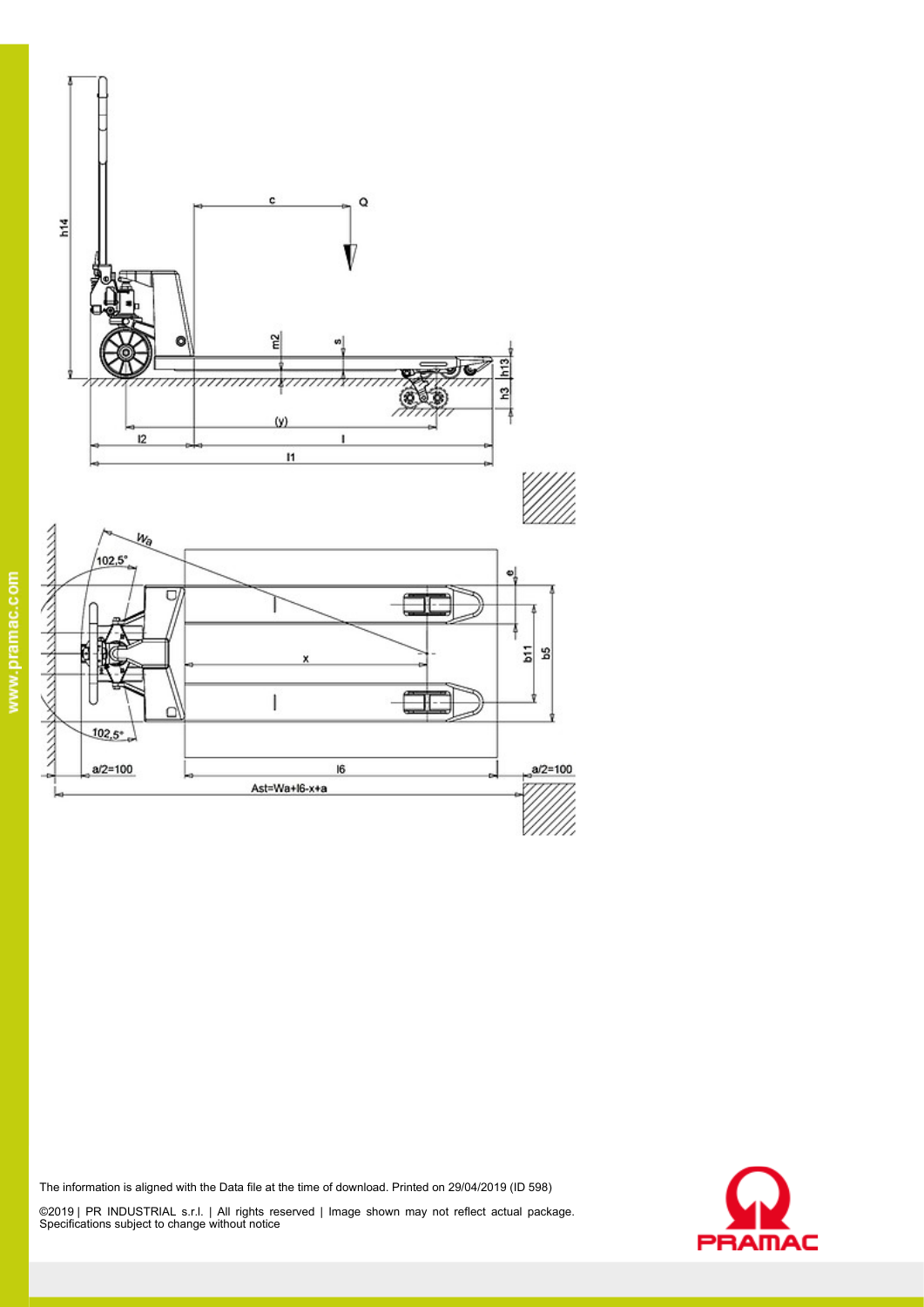c

Q

h14

m2

s

h13

h3

(y)

l2

l

l1

Wa

102,5°

e

x

b11

b5

102,5°

a/2=100

l6

a/2=100

Ast=Wa+l6-x+a

The information is aligned with the Data file at the time of download. Printed on 29/04/2019 (ID 598)

©2019 | PR INDUSTRIAL s.r.l. | All rights reserved | Image shown may not reflect actual package. Specifications subject to change without notice